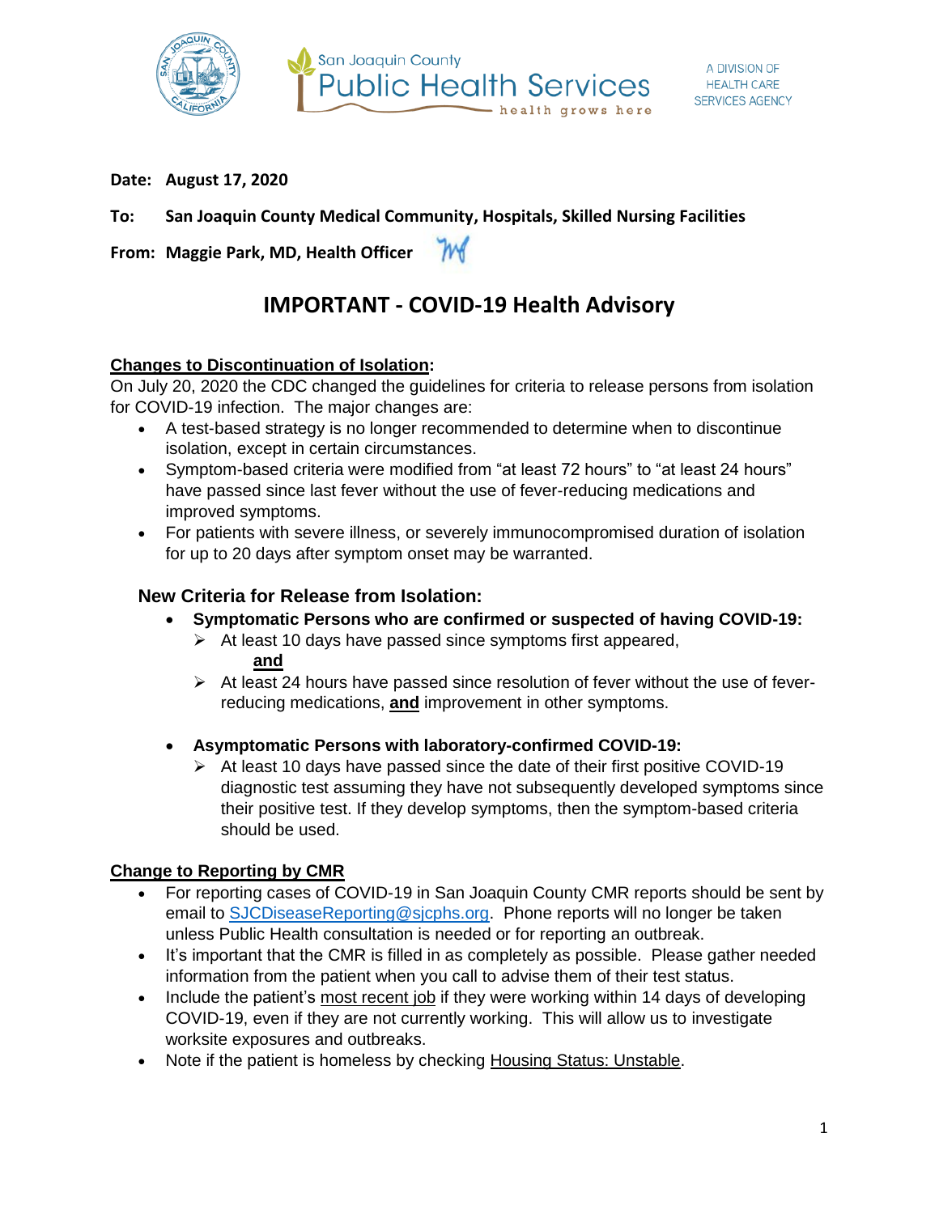San Joaquin County Public Health Services — health grows here

A DIVISION OF HEALTH CARE SERVICES AGENCY

**Date: August 17, 2020**

**To: San Joaquin County Medical Community, Hospitals, Skilled Nursing Facilities**

**From: Maggie Park, MD, Health Officer**

# IMPORTANT - COVID-19 Health Advisory

**Changes to Discontinuation of Isolation:**

On July 20, 2020 the CDC changed the guidelines for criteria to release persons from isolation for COVID-19 infection. The major changes are:

- A test-based strategy is no longer recommended to determine when to discontinue isolation, except in certain circumstances.
- Symptom-based criteria were modified from "at least 72 hours" to "at least 24 hours" have passed since last fever without the use of fever-reducing medications and improved symptoms.
- For patients with severe illness, or severely immunocompromised duration of isolation for up to 20 days after symptom onset may be warranted.

## New Criteria for Release from Isolation:

- **Symptomatic Persons who are confirmed or suspected of having COVID-19:**
  - At least 10 days have passed since symptoms first appeared,
    **and**
  - At least 24 hours have passed since resolution of fever without the use of fever-reducing medications, **and** improvement in other symptoms.

- **Asymptomatic Persons with laboratory-confirmed COVID-19:**
  - At least 10 days have passed since the date of their first positive COVID-19 diagnostic test assuming they have not subsequently developed symptoms since their positive test. If they develop symptoms, then the symptom-based criteria should be used.

**Change to Reporting by CMR**

- For reporting cases of COVID-19 in San Joaquin County CMR reports should be sent by email to SJCDiseaseReporting@sjcphs.org. Phone reports will no longer be taken unless Public Health consultation is needed or for reporting an outbreak.
- It's important that the CMR is filled in as completely as possible. Please gather needed information from the patient when you call to advise them of their test status.
- Include the patient's most recent job if they were working within 14 days of developing COVID-19, even if they are not currently working. This will allow us to investigate worksite exposures and outbreaks.
- Note if the patient is homeless by checking Housing Status: Unstable.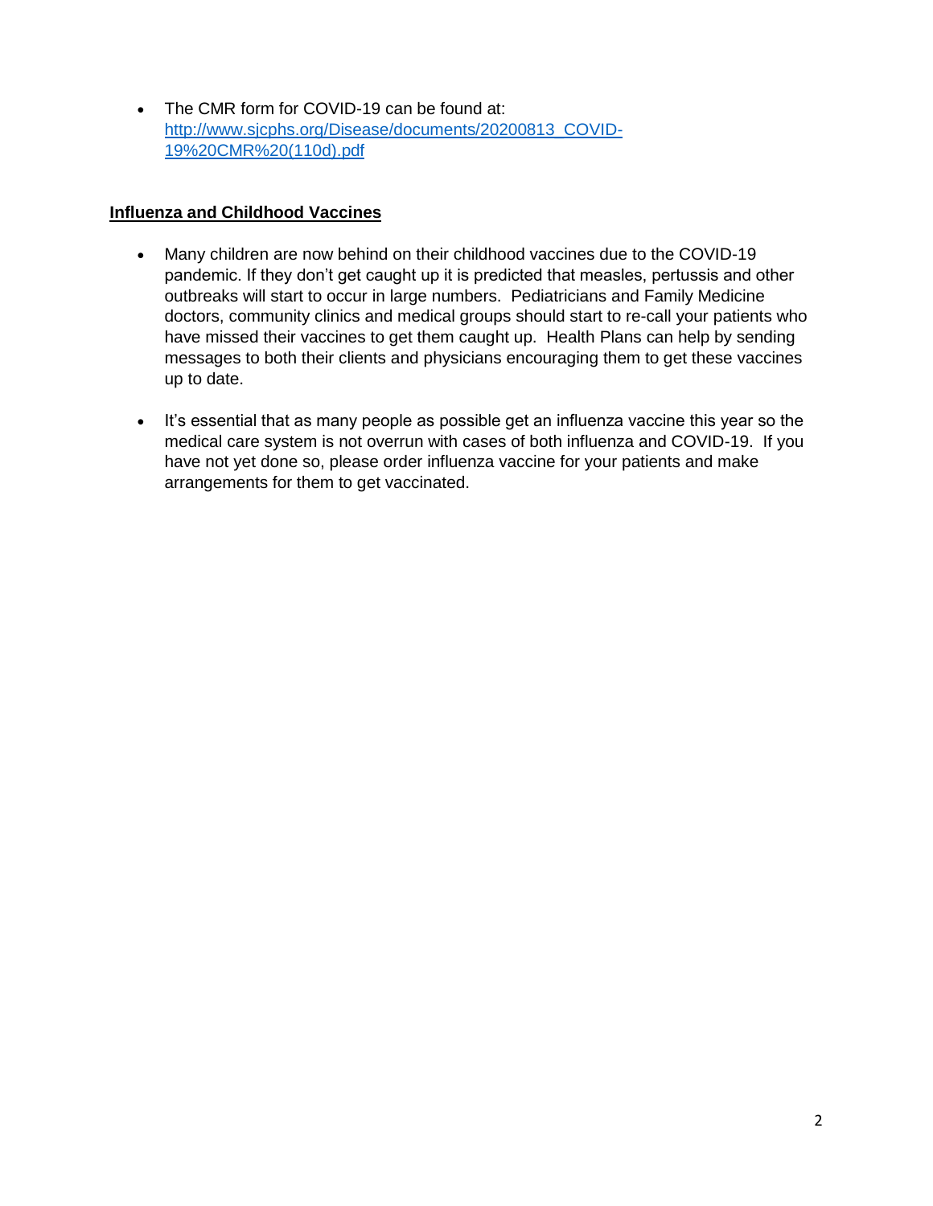- The CMR form for COVID-19 can be found at: [http://www.sjcphs.org/Disease/documents/20200813_COVID-19%20CMR%20(110d).pdf](http://www.sjcphs.org/Disease/documents/20200813_COVID-19%20CMR%20(110d).pdf)

**Influenza and Childhood Vaccines**

- Many children are now behind on their childhood vaccines due to the COVID-19 pandemic. If they don't get caught up it is predicted that measles, pertussis and other outbreaks will start to occur in large numbers. Pediatricians and Family Medicine doctors, community clinics and medical groups should start to re-call your patients who have missed their vaccines to get them caught up. Health Plans can help by sending messages to both their clients and physicians encouraging them to get these vaccines up to date.

- It's essential that as many people as possible get an influenza vaccine this year so the medical care system is not overrun with cases of both influenza and COVID-19. If you have not yet done so, please order influenza vaccine for your patients and make arrangements for them to get vaccinated.